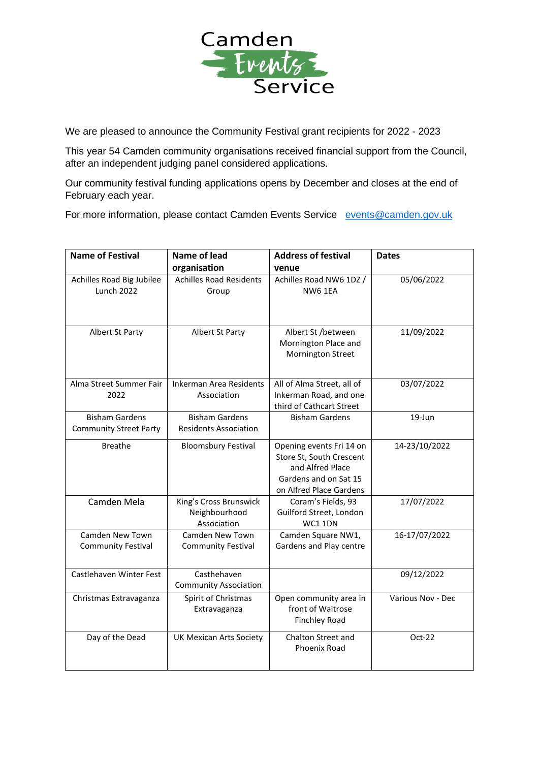# Camden Events Service

We are pleased to announce the Community Festival grant recipients for 2022 - 2023

This year 54 Camden community organisations received financial support from the Council, after an independent judging panel considered applications.

Our community festival funding applications opens by December and closes at the end of February each year.

For more information, please contact Camden Events Service events@camden.gov.uk

| Name of Festival | Name of lead organisation | Address of festival venue | Dates |
|---|---|---|---|
| Achilles Road Big Jubilee Lunch 2022 | Achilles Road Residents Group | Achilles Road NW6 1DZ / NW6 1EA | 05/06/2022 |
| Albert St Party | Albert St Party | Albert St /between Mornington Place and Mornington Street | 11/09/2022 |
| Alma Street Summer Fair 2022 | Inkerman Area Residents Association | All of Alma Street, all of Inkerman Road, and one third of Cathcart Street | 03/07/2022 |
| Bisham Gardens Community Street Party | Bisham Gardens Residents Association | Bisham Gardens | 19-Jun |
| Breathe | Bloomsbury Festival | Opening events Fri 14 on Store St, South Crescent and Alfred Place Gardens and on Sat 15 on Alfred Place Gardens | 14-23/10/2022 |
| Camden Mela | King's Cross Brunswick Neighbourhood Association | Coram's Fields, 93 Guilford Street, London WC1 1DN | 17/07/2022 |
| Camden New Town Community Festival | Camden New Town Community Festival | Camden Square NW1, Gardens and Play centre | 16-17/07/2022 |
| Castlehaven Winter Fest | Casthehaven Community Association | | 09/12/2022 |
| Christmas Extravaganza | Spirit of Christmas Extravaganza | Open community area in front of Waitrose Finchley Road | Various Nov - Dec |
| Day of the Dead | UK Mexican Arts Society | Chalton Street and Phoenix Road | Oct-22 |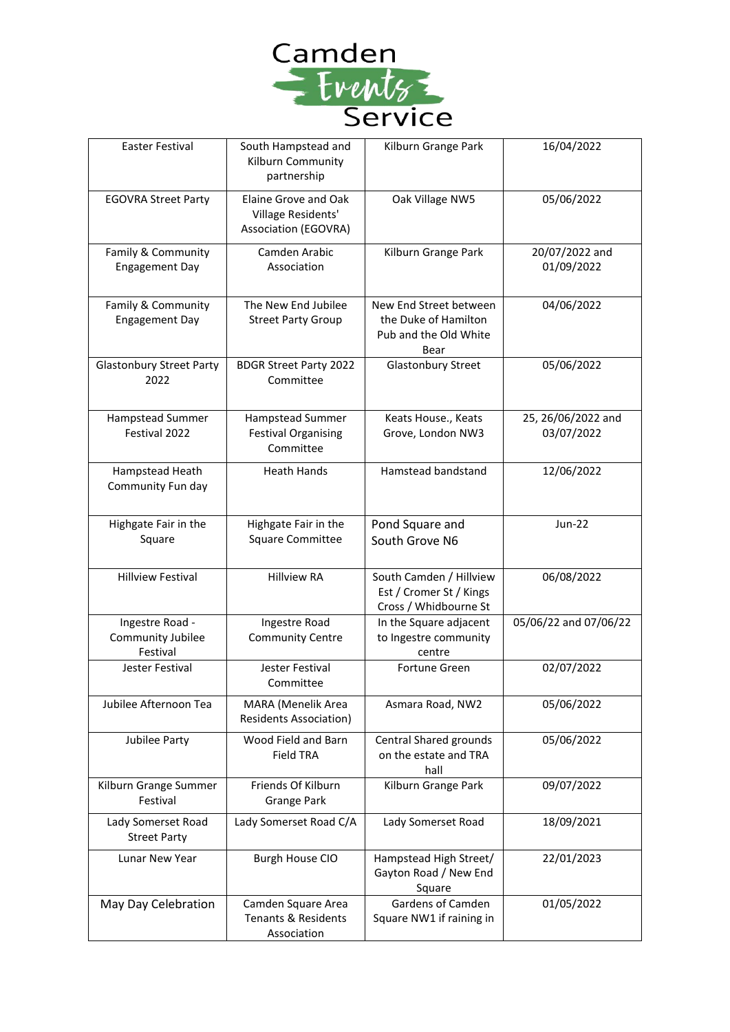| | | | |
|---|---|---|---|
| Easter Festival | South Hampstead and Kilburn Community partnership | Kilburn Grange Park | 16/04/2022 |
| EGOVRA Street Party | Elaine Grove and Oak Village Residents' Association (EGOVRA) | Oak Village NW5 | 05/06/2022 |
| Family & Community Engagement Day | Camden Arabic Association | Kilburn Grange Park | 20/07/2022 and 01/09/2022 |
| Family & Community Engagement Day | The New End Jubilee Street Party Group | New End Street between the Duke of Hamilton Pub and the Old White Bear | 04/06/2022 |
| Glastonbury Street Party 2022 | BDGR Street Party 2022 Committee | Glastonbury Street | 05/06/2022 |
| Hampstead Summer Festival 2022 | Hampstead Summer Festival Organising Committee | Keats House., Keats Grove, London NW3 | 25, 26/06/2022 and 03/07/2022 |
| Hampstead Heath Community Fun day | Heath Hands | Hamstead bandstand | 12/06/2022 |
| Highgate Fair in the Square | Highgate Fair in the Square Committee | Pond Square and South Grove N6 | Jun-22 |
| Hillview Festival | Hillview RA | South Camden / Hillview Est / Cromer St / Kings Cross / Whidbourne St | 06/08/2022 |
| Ingestre Road - Community Jubilee Festival | Ingestre Road Community Centre | In the Square adjacent to Ingestre community centre | 05/06/22 and 07/06/22 |
| Jester Festival | Jester Festival Committee | Fortune Green | 02/07/2022 |
| Jubilee Afternoon Tea | MARA (Menelik Area Residents Association) | Asmara Road, NW2 | 05/06/2022 |
| Jubilee Party | Wood Field and Barn Field TRA | Central Shared grounds on the estate and TRA hall | 05/06/2022 |
| Kilburn Grange Summer Festival | Friends Of Kilburn Grange Park | Kilburn Grange Park | 09/07/2022 |
| Lady Somerset Road Street Party | Lady Somerset Road C/A | Lady Somerset Road | 18/09/2021 |
| Lunar New Year | Burgh House CIO | Hampstead High Street/ Gayton Road / New End Square | 22/01/2023 |
| May Day Celebration | Camden Square Area Tenants & Residents Association | Gardens of Camden Square NW1 if raining in | 01/05/2022 |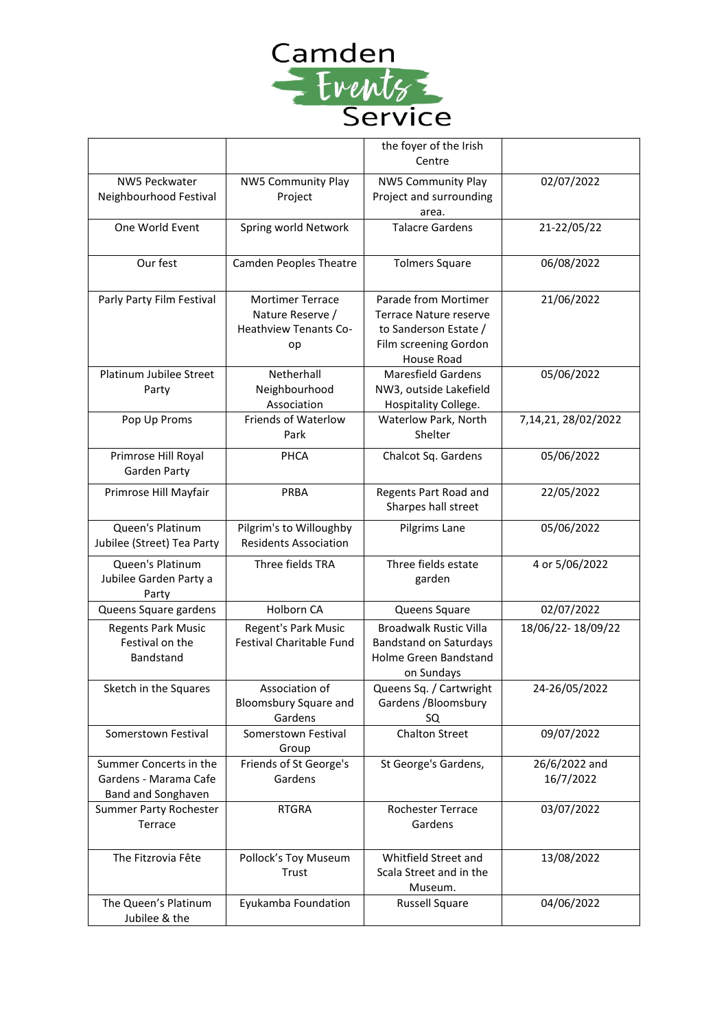| | | the foyer of the Irish Centre | |
|---|---|---|---|
| NW5 Peckwater Neighbourhood Festival | NW5 Community Play Project | NW5 Community Play Project and surrounding area. | 02/07/2022 |
| One World Event | Spring world Network | Talacre Gardens | 21-22/05/22 |
| Our fest | Camden Peoples Theatre | Tolmers Square | 06/08/2022 |
| Parly Party Film Festival | Mortimer Terrace Nature Reserve / Heathview Tenants Co-op | Parade from Mortimer Terrace Nature reserve to Sanderson Estate / Film screening Gordon House Road | 21/06/2022 |
| Platinum Jubilee Street Party | Netherhall Neighbourhood Association | Maresfield Gardens NW3, outside Lakefield Hospitality College. | 05/06/2022 |
| Pop Up Proms | Friends of Waterlow Park | Waterlow Park, North Shelter | 7,14,21, 28/02/2022 |
| Primrose Hill Royal Garden Party | PHCA | Chalcot Sq. Gardens | 05/06/2022 |
| Primrose Hill Mayfair | PRBA | Regents Part Road and Sharpes hall street | 22/05/2022 |
| Queen's Platinum Jubilee (Street) Tea Party | Pilgrim's to Willoughby Residents Association | Pilgrims Lane | 05/06/2022 |
| Queen's Platinum Jubilee Garden Party a Party | Three fields TRA | Three fields estate garden | 4 or 5/06/2022 |
| Queens Square gardens | Holborn CA | Queens Square | 02/07/2022 |
| Regents Park Music Festival on the Bandstand | Regent's Park Music Festival Charitable Fund | Broadwalk Rustic Villa Bandstand on Saturdays Holme Green Bandstand on Sundays | 18/06/22- 18/09/22 |
| Sketch in the Squares | Association of Bloomsbury Square and Gardens | Queens Sq. / Cartwright Gardens /Bloomsbury SQ | 24-26/05/2022 |
| Somerstown Festival | Somerstown Festival Group | Chalton Street | 09/07/2022 |
| Summer Concerts in the Gardens - Marama Cafe Band and Songhaven | Friends of St George's Gardens | St George's Gardens, | 26/6/2022 and 16/7/2022 |
| Summer Party Rochester Terrace | RTGRA | Rochester Terrace Gardens | 03/07/2022 |
| The Fitzrovia Fête | Pollock's Toy Museum Trust | Whitfield Street and Scala Street and in the Museum. | 13/08/2022 |
| The Queen's Platinum Jubilee & the | Eyukamba Foundation | Russell Square | 04/06/2022 |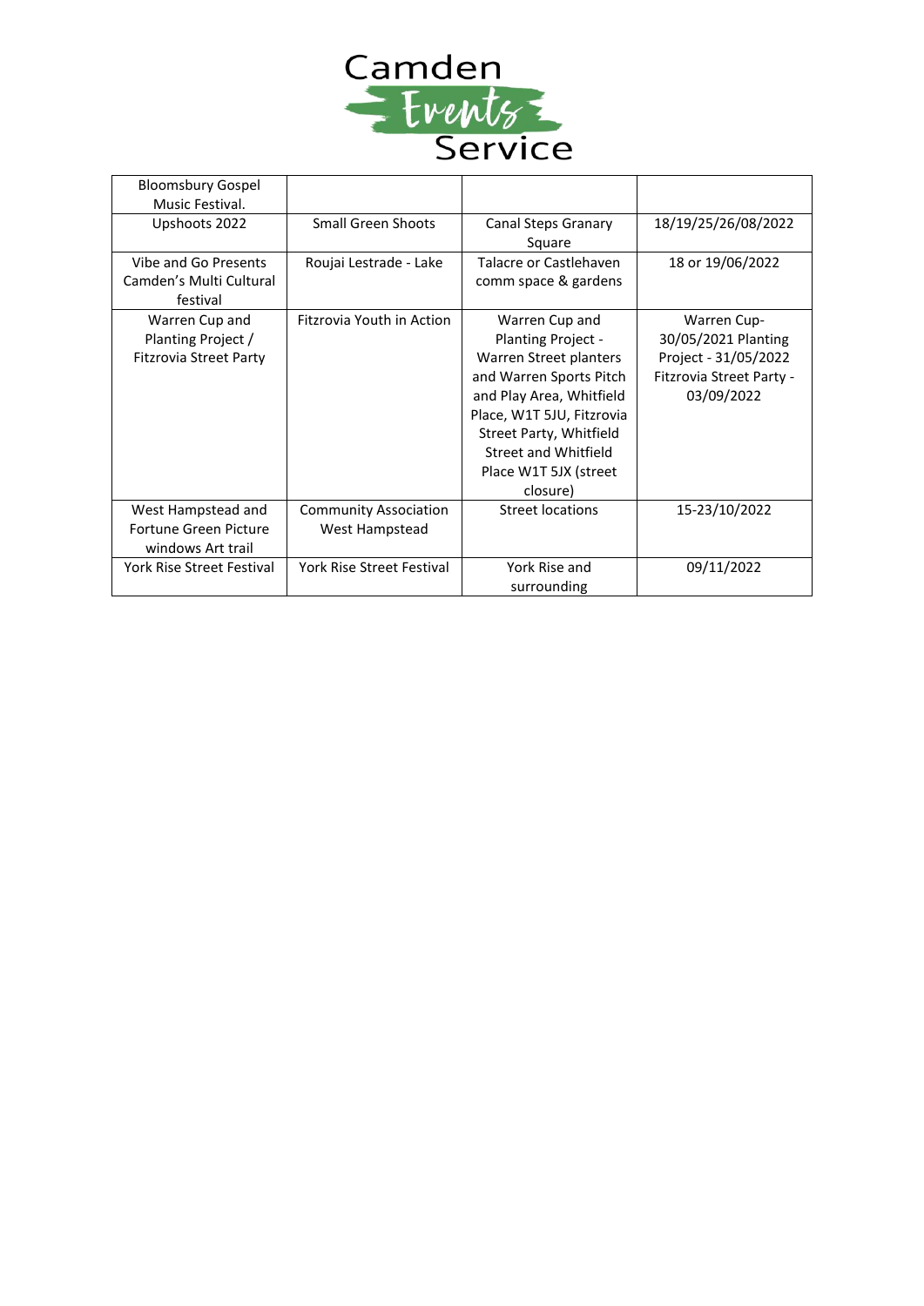| | | | |
|---|---|---|---|
| Bloomsbury Gospel Music Festival. | | | |
| Upshoots 2022 | Small Green Shoots | Canal Steps Granary Square | 18/19/25/26/08/2022 |
| Vibe and Go Presents Camden's Multi Cultural festival | Roujai Lestrade - Lake | Talacre or Castlehaven comm space & gardens | 18 or 19/06/2022 |
| Warren Cup and Planting Project / Fitzrovia Street Party | Fitzrovia Youth in Action | Warren Cup and Planting Project - Warren Street planters and Warren Sports Pitch and Play Area, Whitfield Place, W1T 5JU, Fitzrovia Street Party, Whitfield Street and Whitfield Place W1T 5JX (street closure) | Warren Cup- 30/05/2021 Planting Project - 31/05/2022 Fitzrovia Street Party - 03/09/2022 |
| West Hampstead and Fortune Green Picture windows Art trail | Community Association West Hampstead | Street locations | 15-23/10/2022 |
| York Rise Street Festival | York Rise Street Festival | York Rise and surrounding | 09/11/2022 |